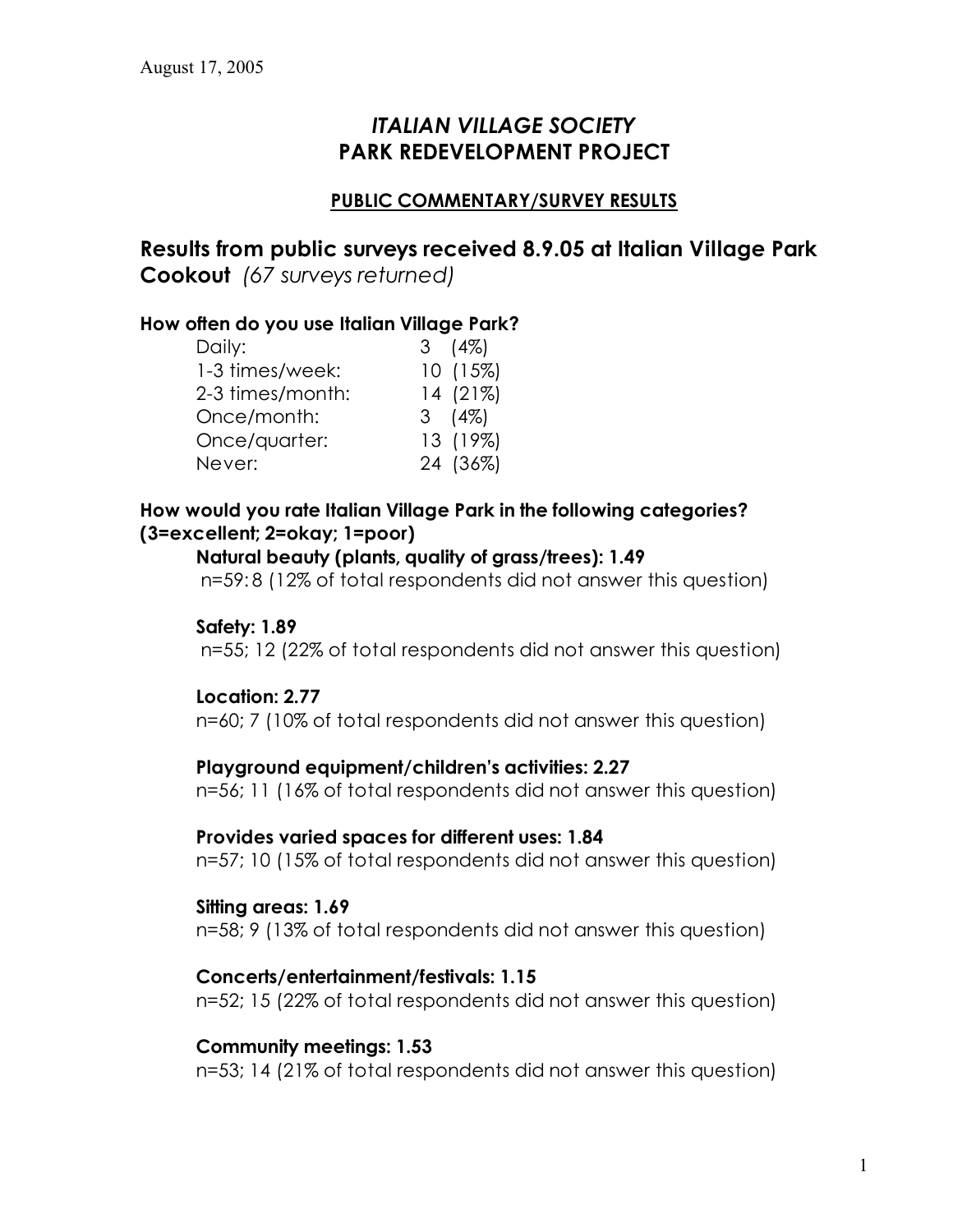August 17, 2005

# *ITALIAN VILLAGE SOCIETY*
# PARK REDEVELOPMENT PROJECT

## PUBLIC COMMENTARY/SURVEY RESULTS

## Results from public surveys received 8.9.05 at Italian Village Park Cookout *(67 surveys returned)*

### How often do you use Italian Village Park?

| | |
|---|---|
| Daily: | 3 (4%) |
| 1-3 times/week: | 10 (15%) |
| 2-3 times/month: | 14 (21%) |
| Once/month: | 3 (4%) |
| Once/quarter: | 13 (19%) |
| Never: | 24 (36%) |

### How would you rate Italian Village Park in the following categories? (3=excellent; 2=okay; 1=poor)

**Natural beauty (plants, quality of grass/trees): 1.49**
n=59: 8 (12% of total respondents did not answer this question)

**Safety: 1.89**
n=55; 12 (22% of total respondents did not answer this question)

**Location: 2.77**
n=60; 7 (10% of total respondents did not answer this question)

**Playground equipment/children's activities: 2.27**
n=56; 11 (16% of total respondents did not answer this question)

**Provides varied spaces for different uses: 1.84**
n=57; 10 (15% of total respondents did not answer this question)

**Sitting areas: 1.69**
n=58; 9 (13% of total respondents did not answer this question)

**Concerts/entertainment/festivals: 1.15**
n=52; 15 (22% of total respondents did not answer this question)

**Community meetings: 1.53**
n=53; 14 (21% of total respondents did not answer this question)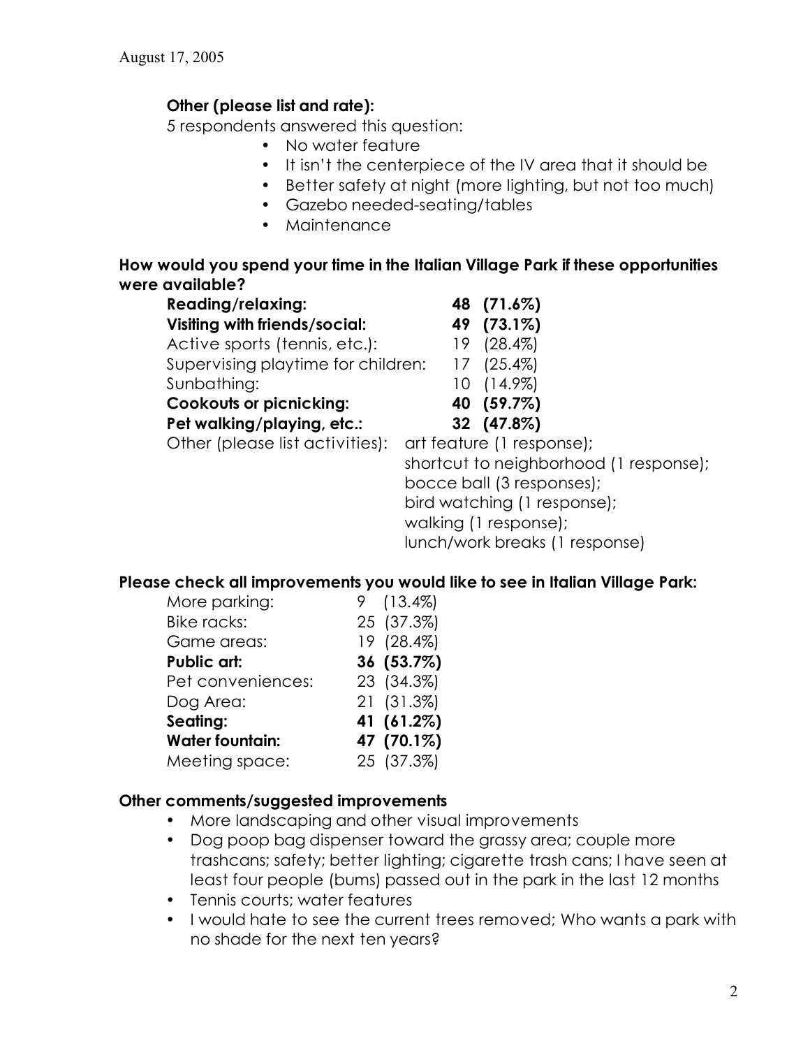**Other (please list and rate):**

5 respondents answered this question:

- No water feature
- It isn't the centerpiece of the IV area that it should be
- Better safety at night (more lighting, but not too much)
- Gazebo needed-seating/tables
- Maintenance

**How would you spend your time in the Italian Village Park if these opportunities were available?**

| | |
|---|---|
| **Reading/relaxing:** | **48 (71.6%)** |
| **Visiting with friends/social:** | **49 (73.1%)** |
| Active sports (tennis, etc.): | 19 (28.4%) |
| Supervising playtime for children: | 17 (25.4%) |
| Sunbathing: | 10 (14.9%) |
| **Cookouts or picnicking:** | **40 (59.7%)** |
| **Pet walking/playing, etc.:** | **32 (47.8%)** |
| Other (please list activities): | art feature (1 response); shortcut to neighborhood (1 response); bocce ball (3 responses); bird watching (1 response); walking (1 response); lunch/work breaks (1 response) |

**Please check all improvements you would like to see in Italian Village Park:**

| | |
|---|---|
| More parking: | 9 (13.4%) |
| Bike racks: | 25 (37.3%) |
| Game areas: | 19 (28.4%) |
| **Public art:** | **36 (53.7%)** |
| Pet conveniences: | 23 (34.3%) |
| Dog Area: | 21 (31.3%) |
| **Seating:** | **41 (61.2%)** |
| **Water fountain:** | **47 (70.1%)** |
| Meeting space: | 25 (37.3%) |

**Other comments/suggested improvements**

- More landscaping and other visual improvements
- Dog poop bag dispenser toward the grassy area; couple more trashcans; safety; better lighting; cigarette trash cans; I have seen at least four people (bums) passed out in the park in the last 12 months
- Tennis courts; water features
- I would hate to see the current trees removed; Who wants a park with no shade for the next ten years?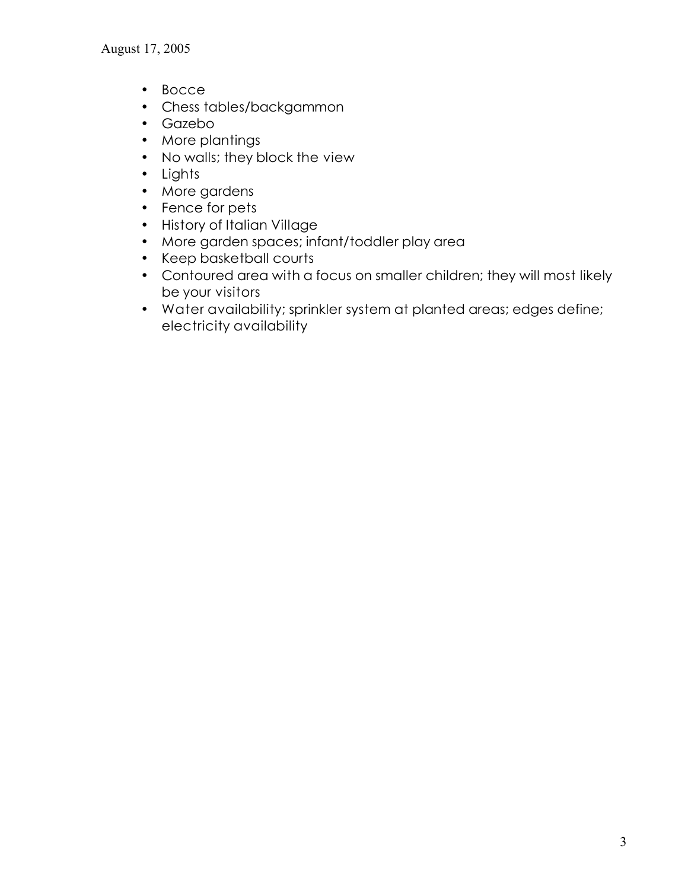- Bocce
- Chess tables/backgammon
- Gazebo
- More plantings
- No walls; they block the view
- Lights
- More gardens
- Fence for pets
- History of Italian Village
- More garden spaces; infant/toddler play area
- Keep basketball courts
- Contoured area with a focus on smaller children; they will most likely be your visitors
- Water availability; sprinkler system at planted areas; edges define; electricity availability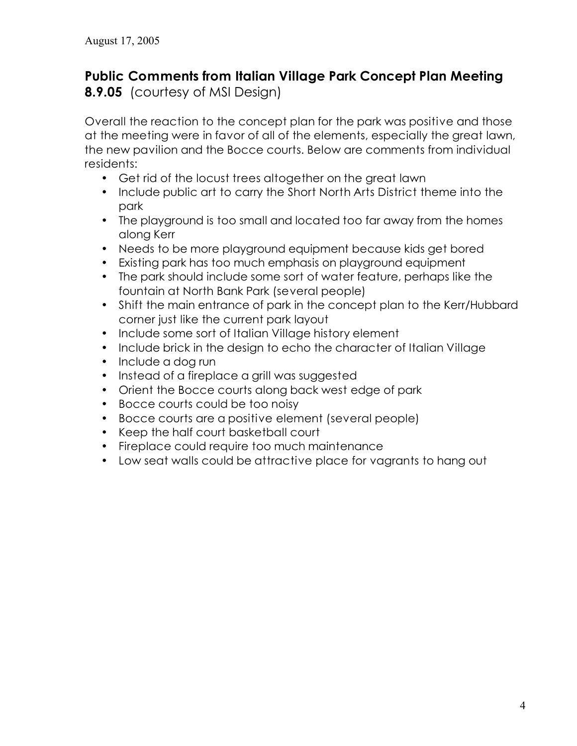August 17, 2005

## Public Comments from Italian Village Park Concept Plan Meeting 8.9.05 (courtesy of MSI Design)

Overall the reaction to the concept plan for the park was positive and those at the meeting were in favor of all of the elements, especially the great lawn, the new pavilion and the Bocce courts. Below are comments from individual residents:

- Get rid of the locust trees altogether on the great lawn
- Include public art to carry the Short North Arts District theme into the park
- The playground is too small and located too far away from the homes along Kerr
- Needs to be more playground equipment because kids get bored
- Existing park has too much emphasis on playground equipment
- The park should include some sort of water feature, perhaps like the fountain at North Bank Park (several people)
- Shift the main entrance of park in the concept plan to the Kerr/Hubbard corner just like the current park layout
- Include some sort of Italian Village history element
- Include brick in the design to echo the character of Italian Village
- Include a dog run
- Instead of a fireplace a grill was suggested
- Orient the Bocce courts along back west edge of park
- Bocce courts could be too noisy
- Bocce courts are a positive element (several people)
- Keep the half court basketball court
- Fireplace could require too much maintenance
- Low seat walls could be attractive place for vagrants to hang out